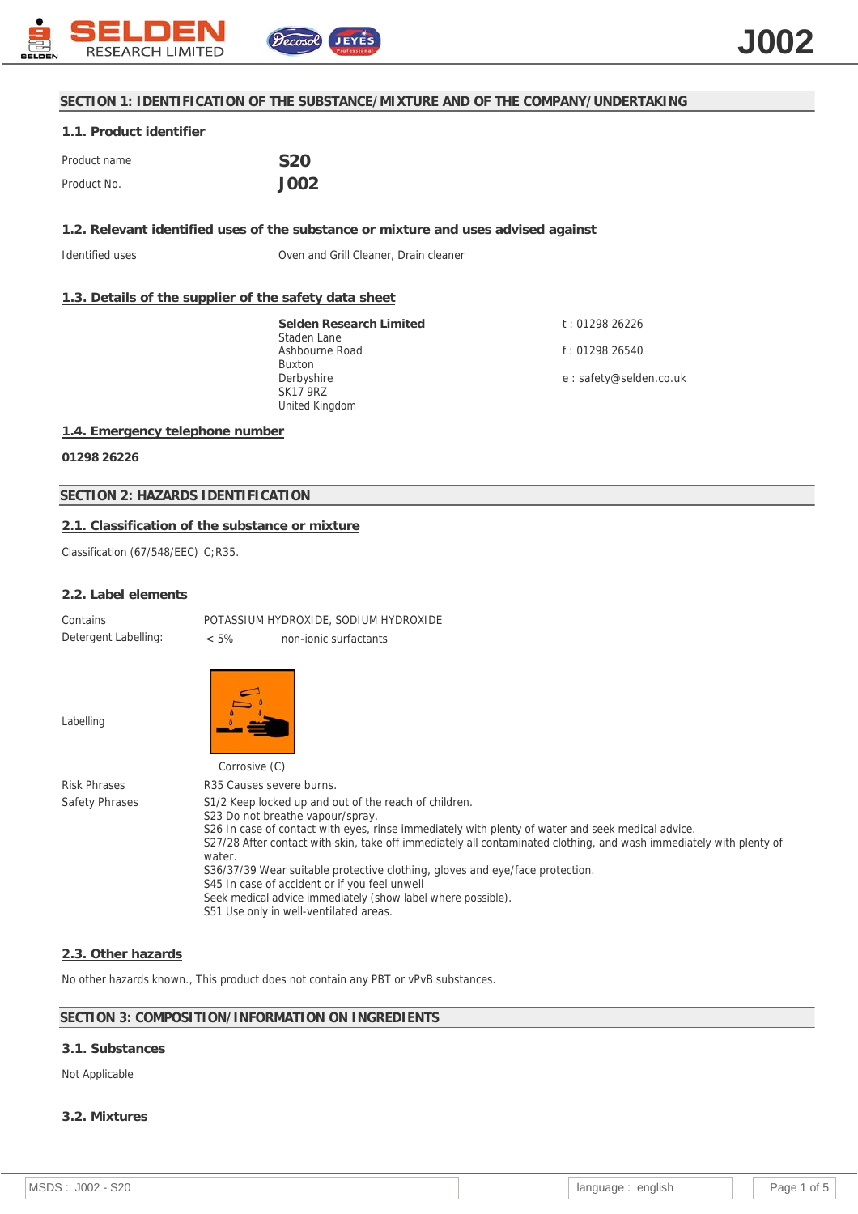## SECTION 1: IDENTIFICATION OF THE SUBSTANCE/MIXTURE AND OF THE COMPANY/UNDERTAKING

### 1.1. Product identifier

| | |
|---|---|
| Product name | **S20** |
| Product No. | **J002** |

### 1.2. Relevant identified uses of the substance or mixture and uses advised against

| | |
|---|---|
| Identified uses | Oven and Grill Cleaner, Drain cleaner |

### 1.3. Details of the supplier of the safety data sheet

**Selden Research Limited**
Staden Lane
Ashbourne Road
Buxton
Derbyshire
SK17 9RZ
United Kingdom

t : 01298 26226

f : 01298 26540

e : safety@selden.co.uk

### 1.4. Emergency telephone number

**01298 26226**

## SECTION 2: HAZARDS IDENTIFICATION

### 2.1. Classification of the substance or mixture

Classification (67/548/EEC) C;R35.

### 2.2. Label elements

Contains: POTASSIUM HYDROXIDE, SODIUM HYDROXIDE

Detergent Labelling: < 5% non-ionic surfactants

Labelling: Corrosive (C)

Risk Phrases: R35 Causes severe burns.

Safety Phrases:
S1/2 Keep locked up and out of the reach of children.
S23 Do not breathe vapour/spray.
S26 In case of contact with eyes, rinse immediately with plenty of water and seek medical advice.
S27/28 After contact with skin, take off immediately all contaminated clothing, and wash immediately with plenty of water.
S36/37/39 Wear suitable protective clothing, gloves and eye/face protection.
S45 In case of accident or if you feel unwell
Seek medical advice immediately (show label where possible).
S51 Use only in well-ventilated areas.

### 2.3. Other hazards

No other hazards known., This product does not contain any PBT or vPvB substances.

## SECTION 3: COMPOSITION/INFORMATION ON INGREDIENTS

### 3.1. Substances

Not Applicable

### 3.2. Mixtures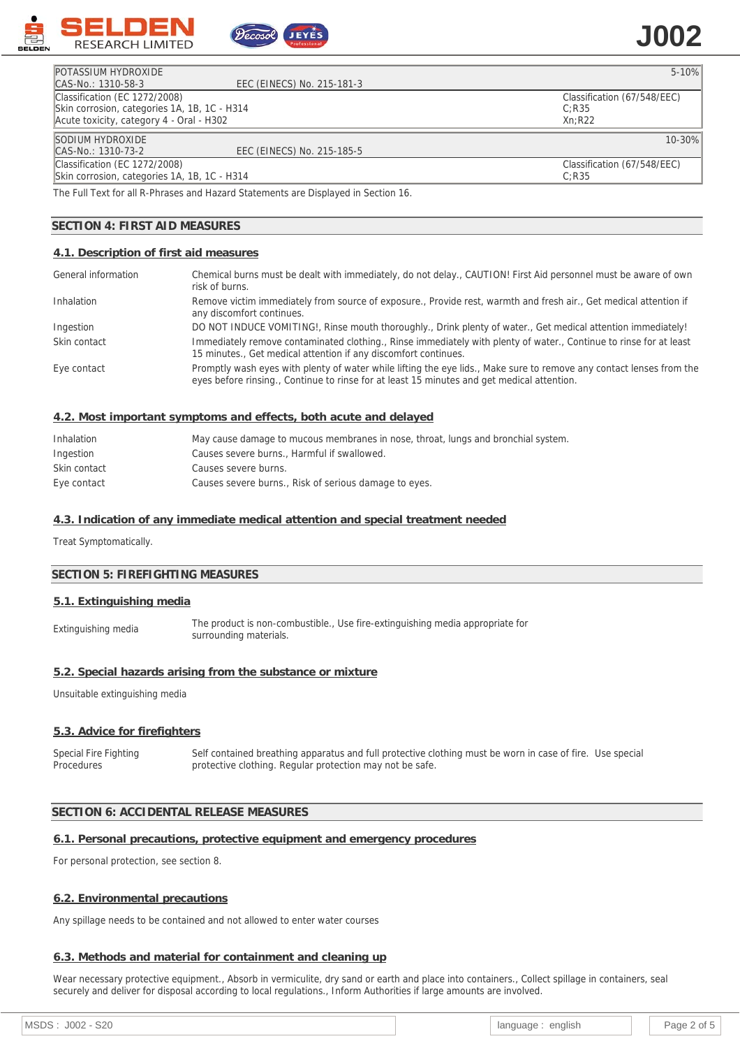| POTASSIUM HYDROXIDE | | 5-10% |
|---|---|---|
| CAS-No.: 1310-58-3 | EEC (EINECS) No. 215-181-3 | |
| Classification (EC 1272/2008)<br>Skin corrosion, categories 1A, 1B, 1C - H314<br>Acute toxicity, category 4 - Oral - H302 | | Classification (67/548/EEC)<br>C;R35<br>Xn;R22 |

| SODIUM HYDROXIDE | | 10-30% |
|---|---|---|
| CAS-No.: 1310-73-2 | EEC (EINECS) No. 215-185-5 | |
| Classification (EC 1272/2008)<br>Skin corrosion, categories 1A, 1B, 1C - H314 | | Classification (67/548/EEC)<br>C;R35 |

The Full Text for all R-Phrases and Hazard Statements are Displayed in Section 16.

## SECTION 4: FIRST AID MEASURES

### 4.1. Description of first aid measures

| | |
|---|---|
| General information | Chemical burns must be dealt with immediately, do not delay., CAUTION! First Aid personnel must be aware of own risk of burns. |
| Inhalation | Remove victim immediately from source of exposure., Provide rest, warmth and fresh air., Get medical attention if any discomfort continues. |
| Ingestion | DO NOT INDUCE VOMITING!, Rinse mouth thoroughly., Drink plenty of water., Get medical attention immediately! |
| Skin contact | Immediately remove contaminated clothing., Rinse immediately with plenty of water., Continue to rinse for at least 15 minutes., Get medical attention if any discomfort continues. |
| Eye contact | Promptly wash eyes with plenty of water while lifting the eye lids., Make sure to remove any contact lenses from the eyes before rinsing., Continue to rinse for at least 15 minutes and get medical attention. |

### 4.2. Most important symptoms and effects, both acute and delayed

| | |
|---|---|
| Inhalation | May cause damage to mucous membranes in nose, throat, lungs and bronchial system. |
| Ingestion | Causes severe burns., Harmful if swallowed. |
| Skin contact | Causes severe burns. |
| Eye contact | Causes severe burns., Risk of serious damage to eyes. |

### 4.3. Indication of any immediate medical attention and special treatment needed

Treat Symptomatically.

## SECTION 5: FIREFIGHTING MEASURES

### 5.1. Extinguishing media

| | |
|---|---|
| Extinguishing media | The product is non-combustible., Use fire-extinguishing media appropriate for surrounding materials. |

### 5.2. Special hazards arising from the substance or mixture

Unsuitable extinguishing media

### 5.3. Advice for firefighters

| | |
|---|---|
| Special Fire Fighting Procedures | Self contained breathing apparatus and full protective clothing must be worn in case of fire. Use special protective clothing. Regular protection may not be safe. |

## SECTION 6: ACCIDENTAL RELEASE MEASURES

### 6.1. Personal precautions, protective equipment and emergency procedures

For personal protection, see section 8.

### 6.2. Environmental precautions

Any spillage needs to be contained and not allowed to enter water courses

### 6.3. Methods and material for containment and cleaning up

Wear necessary protective equipment., Absorb in vermiculite, dry sand or earth and place into containers., Collect spillage in containers, seal securely and deliver for disposal according to local regulations., Inform Authorities if large amounts are involved.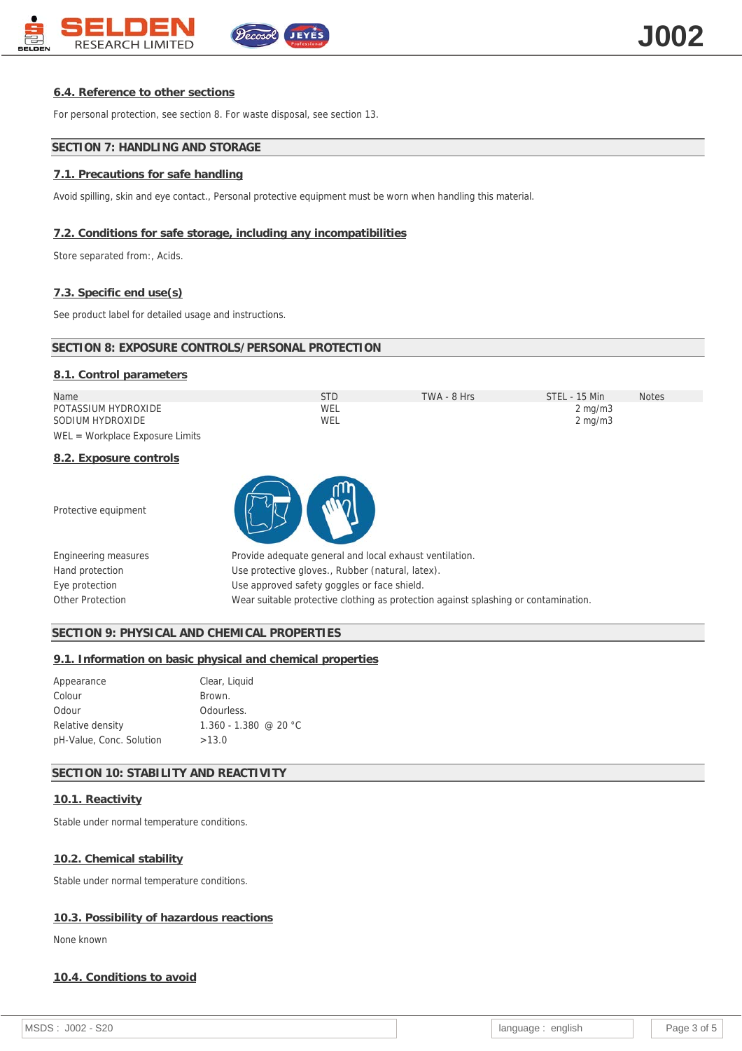### 6.4. Reference to other sections

For personal protection, see section 8. For waste disposal, see section 13.

## SECTION 7: HANDLING AND STORAGE

### 7.1. Precautions for safe handling

Avoid spilling, skin and eye contact., Personal protective equipment must be worn when handling this material.

### 7.2. Conditions for safe storage, including any incompatibilities

Store separated from:, Acids.

### 7.3. Specific end use(s)

See product label for detailed usage and instructions.

## SECTION 8: EXPOSURE CONTROLS/PERSONAL PROTECTION

### 8.1. Control parameters

| Name | STD | TWA - 8 Hrs | STEL - 15 Min | Notes |
|---|---|---|---|---|
| POTASSIUM HYDROXIDE | WEL | | 2 mg/m3 | |
| SODIUM HYDROXIDE | WEL | | 2 mg/m3 | |

WEL = Workplace Exposure Limits

### 8.2. Exposure controls

Protective equipment

| | |
|---|---|
| Engineering measures | Provide adequate general and local exhaust ventilation. |
| Hand protection | Use protective gloves., Rubber (natural, latex). |
| Eye protection | Use approved safety goggles or face shield. |
| Other Protection | Wear suitable protective clothing as protection against splashing or contamination. |

## SECTION 9: PHYSICAL AND CHEMICAL PROPERTIES

### 9.1. Information on basic physical and chemical properties

| | |
|---|---|
| Appearance | Clear, Liquid |
| Colour | Brown. |
| Odour | Odourless. |
| Relative density | 1.360 - 1.380 @ 20 °C |
| pH-Value, Conc. Solution | >13.0 |

## SECTION 10: STABILITY AND REACTIVITY

### 10.1. Reactivity

Stable under normal temperature conditions.

### 10.2. Chemical stability

Stable under normal temperature conditions.

### 10.3. Possibility of hazardous reactions

None known

### 10.4. Conditions to avoid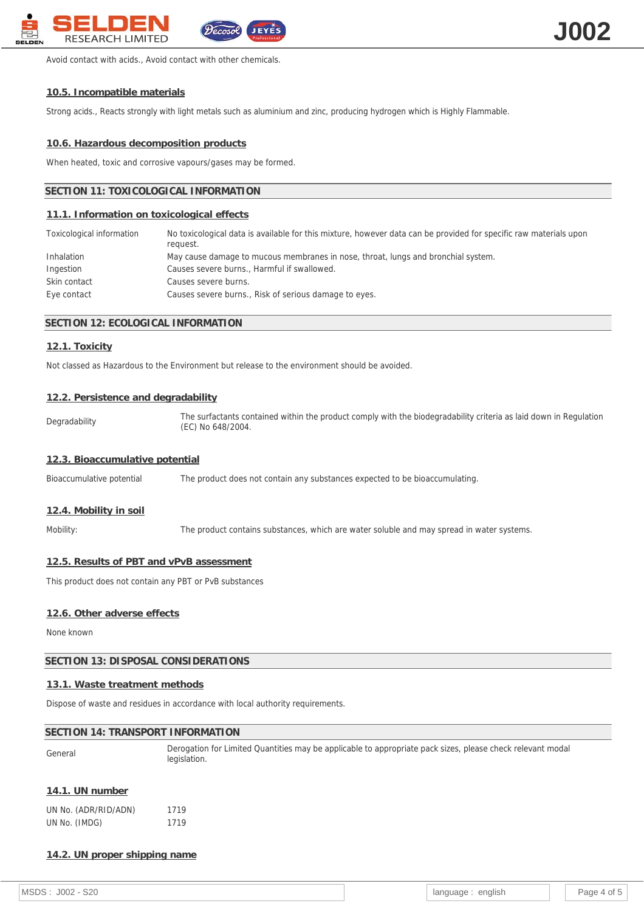Avoid contact with acids., Avoid contact with other chemicals.

### 10.5. Incompatible materials

Strong acids., Reacts strongly with light metals such as aluminium and zinc, producing hydrogen which is Highly Flammable.

### 10.6. Hazardous decomposition products

When heated, toxic and corrosive vapours/gases may be formed.

## SECTION 11: TOXICOLOGICAL INFORMATION

### 11.1. Information on toxicological effects

| | |
|---|---|
| Toxicological information | No toxicological data is available for this mixture, however data can be provided for specific raw materials upon request. |
| Inhalation | May cause damage to mucous membranes in nose, throat, lungs and bronchial system. |
| Ingestion | Causes severe burns., Harmful if swallowed. |
| Skin contact | Causes severe burns. |
| Eye contact | Causes severe burns., Risk of serious damage to eyes. |

## SECTION 12: ECOLOGICAL INFORMATION

### 12.1. Toxicity

Not classed as Hazardous to the Environment but release to the environment should be avoided.

### 12.2. Persistence and degradability

| | |
|---|---|
| Degradability | The surfactants contained within the product comply with the biodegradability criteria as laid down in Regulation (EC) No 648/2004. |

### 12.3. Bioaccumulative potential

| | |
|---|---|
| Bioaccumulative potential | The product does not contain any substances expected to be bioaccumulating. |

### 12.4. Mobility in soil

| | |
|---|---|
| Mobility: | The product contains substances, which are water soluble and may spread in water systems. |

### 12.5. Results of PBT and vPvB assessment

This product does not contain any PBT or PvB substances

### 12.6. Other adverse effects

None known

## SECTION 13: DISPOSAL CONSIDERATIONS

### 13.1. Waste treatment methods

Dispose of waste and residues in accordance with local authority requirements.

## SECTION 14: TRANSPORT INFORMATION

| | |
|---|---|
| General | Derogation for Limited Quantities may be applicable to appropriate pack sizes, please check relevant modal legislation. |

### 14.1. UN number

| | |
|---|---|
| UN No. (ADR/RID/ADN) | 1719 |
| UN No. (IMDG) | 1719 |

### 14.2. UN proper shipping name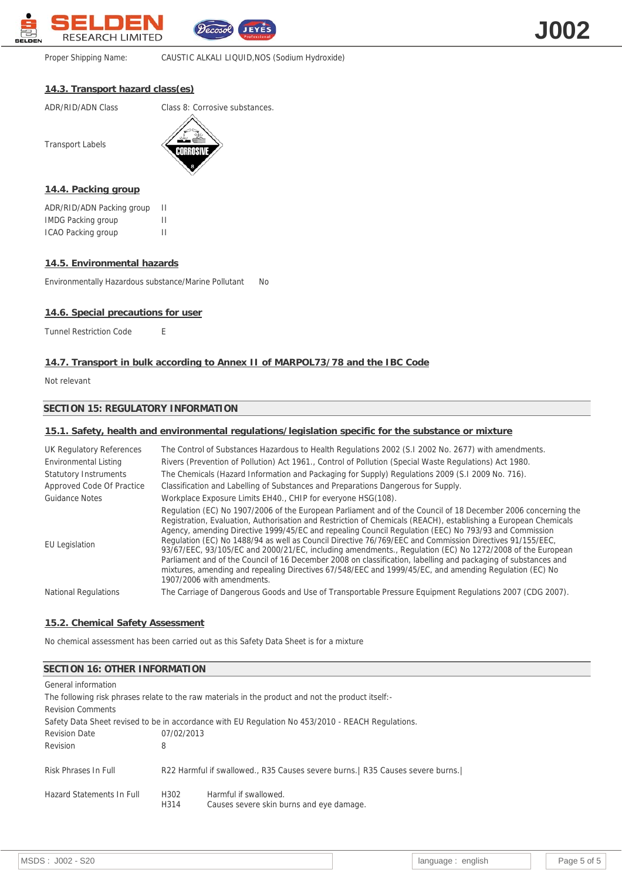Proper Shipping Name: CAUSTIC ALKALI LIQUID,NOS (Sodium Hydroxide)

### 14.3. Transport hazard class(es)

ADR/RID/ADN Class Class 8: Corrosive substances.

Transport Labels

### 14.4. Packing group

| | |
|---|---|
| ADR/RID/ADN Packing group | II |
| IMDG Packing group | II |
| ICAO Packing group | II |

### 14.5. Environmental hazards

Environmentally Hazardous substance/Marine Pollutant No

### 14.6. Special precautions for user

Tunnel Restriction Code E

### 14.7. Transport in bulk according to Annex II of MARPOL73/78 and the IBC Code

Not relevant

## SECTION 15: REGULATORY INFORMATION

### 15.1. Safety, health and environmental regulations/legislation specific for the substance or mixture

| | |
|---|---|
| UK Regulatory References | The Control of Substances Hazardous to Health Regulations 2002 (S.I 2002 No. 2677) with amendments. |
| Environmental Listing | Rivers (Prevention of Pollution) Act 1961., Control of Pollution (Special Waste Regulations) Act 1980. |
| Statutory Instruments | The Chemicals (Hazard Information and Packaging for Supply) Regulations 2009 (S.I 2009 No. 716). |
| Approved Code Of Practice | Classification and Labelling of Substances and Preparations Dangerous for Supply. |
| Guidance Notes | Workplace Exposure Limits EH40., CHIP for everyone HSG(108). |
| EU Legislation | Regulation (EC) No 1907/2006 of the European Parliament and of the Council of 18 December 2006 concerning the Registration, Evaluation, Authorisation and Restriction of Chemicals (REACH), establishing a European Chemicals Agency, amending Directive 1999/45/EC and repealing Council Regulation (EEC) No 793/93 and Commission Regulation (EC) No 1488/94 as well as Council Directive 76/769/EEC and Commission Directives 91/155/EEC, 93/67/EEC, 93/105/EC and 2000/21/EC, including amendments., Regulation (EC) No 1272/2008 of the European Parliament and of the Council of 16 December 2008 on classification, labelling and packaging of substances and mixtures, amending and repealing Directives 67/548/EEC and 1999/45/EC, and amending Regulation (EC) No 1907/2006 with amendments. |
| National Regulations | The Carriage of Dangerous Goods and Use of Transportable Pressure Equipment Regulations 2007 (CDG 2007). |

### 15.2. Chemical Safety Assessment

No chemical assessment has been carried out as this Safety Data Sheet is for a mixture

## SECTION 16: OTHER INFORMATION

General information

The following risk phrases relate to the raw materials in the product and not the product itself:-

Revision Comments

Safety Data Sheet revised to be in accordance with EU Regulation No 453/2010 - REACH Regulations.

| | |
|---|---|
| Revision Date | 07/02/2013 |
| Revision | 8 |

Risk Phrases In Full R22 Harmful if swallowed., R35 Causes severe burns.| R35 Causes severe burns.|

| | | |
|---|---|---|
| Hazard Statements In Full | H302 | Harmful if swallowed. |
| | H314 | Causes severe skin burns and eye damage. |